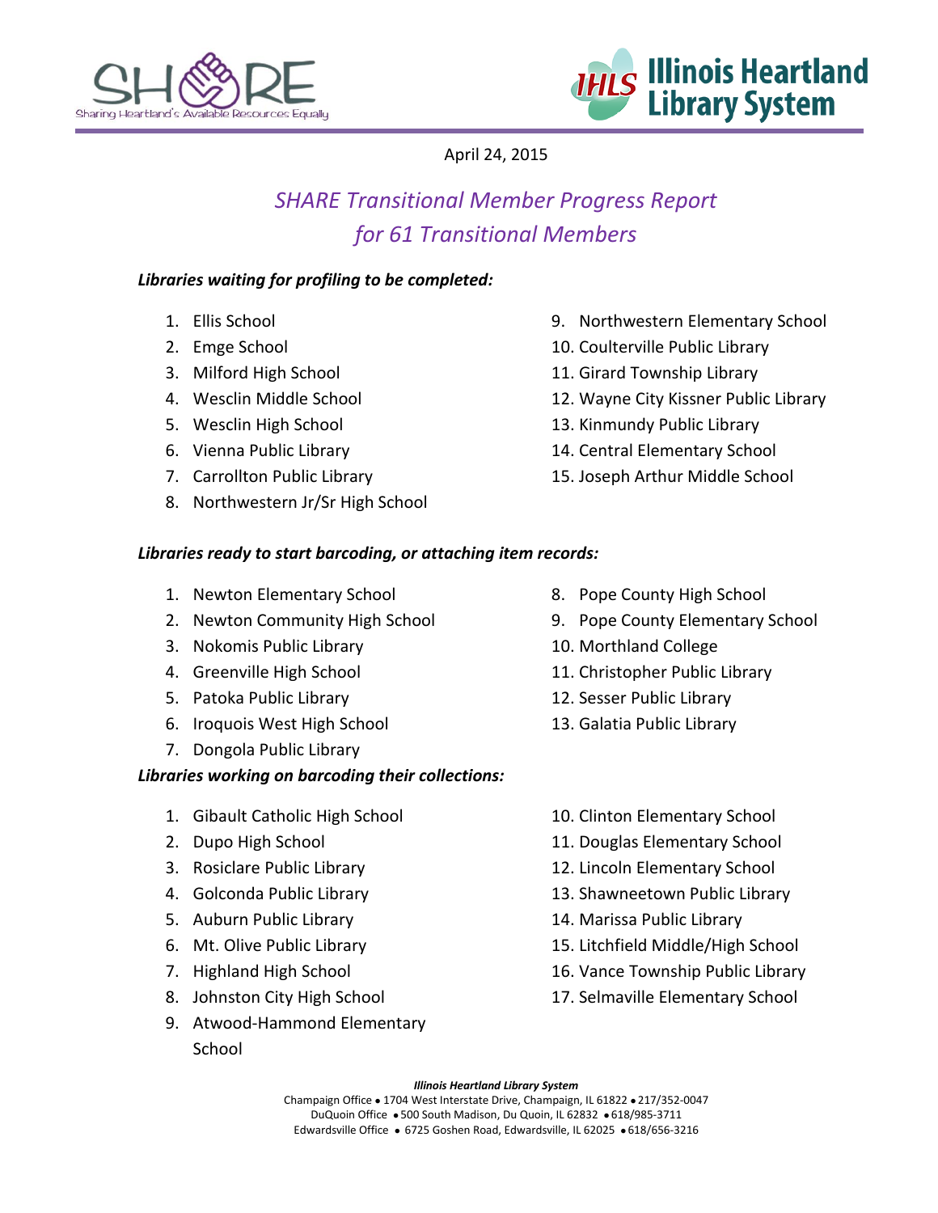April 24, 2015

# *SHARE Transitional Member Progress Report for 61 Transitional Members*

***Libraries waiting for profiling to be completed:***

1. Ellis School
2. Emge School
3. Milford High School
4. Wesclin Middle School
5. Wesclin High School
6. Vienna Public Library
7. Carrollton Public Library
8. Northwestern Jr/Sr High School
9. Northwestern Elementary School
10. Coulterville Public Library
11. Girard Township Library
12. Wayne City Kissner Public Library
13. Kinmundy Public Library
14. Central Elementary School
15. Joseph Arthur Middle School

***Libraries ready to start barcoding, or attaching item records:***

1. Newton Elementary School
2. Newton Community High School
3. Nokomis Public Library
4. Greenville High School
5. Patoka Public Library
6. Iroquois West High School
7. Dongola Public Library
8. Pope County High School
9. Pope County Elementary School
10. Morthland College
11. Christopher Public Library
12. Sesser Public Library
13. Galatia Public Library

***Libraries working on barcoding their collections:***

1. Gibault Catholic High School
2. Dupo High School
3. Rosiclare Public Library
4. Golconda Public Library
5. Auburn Public Library
6. Mt. Olive Public Library
7. Highland High School
8. Johnston City High School
9. Atwood-Hammond Elementary School
10. Clinton Elementary School
11. Douglas Elementary School
12. Lincoln Elementary School
13. Shawneetown Public Library
14. Marissa Public Library
15. Litchfield Middle/High School
16. Vance Township Public Library
17. Selmaville Elementary School

***Illinois Heartland Library System***
Champaign Office • 1704 West Interstate Drive, Champaign, IL 61822 • 217/352-0047
DuQuoin Office • 500 South Madison, Du Quoin, IL 62832 • 618/985-3711
Edwardsville Office • 6725 Goshen Road, Edwardsville, IL 62025 • 618/656-3216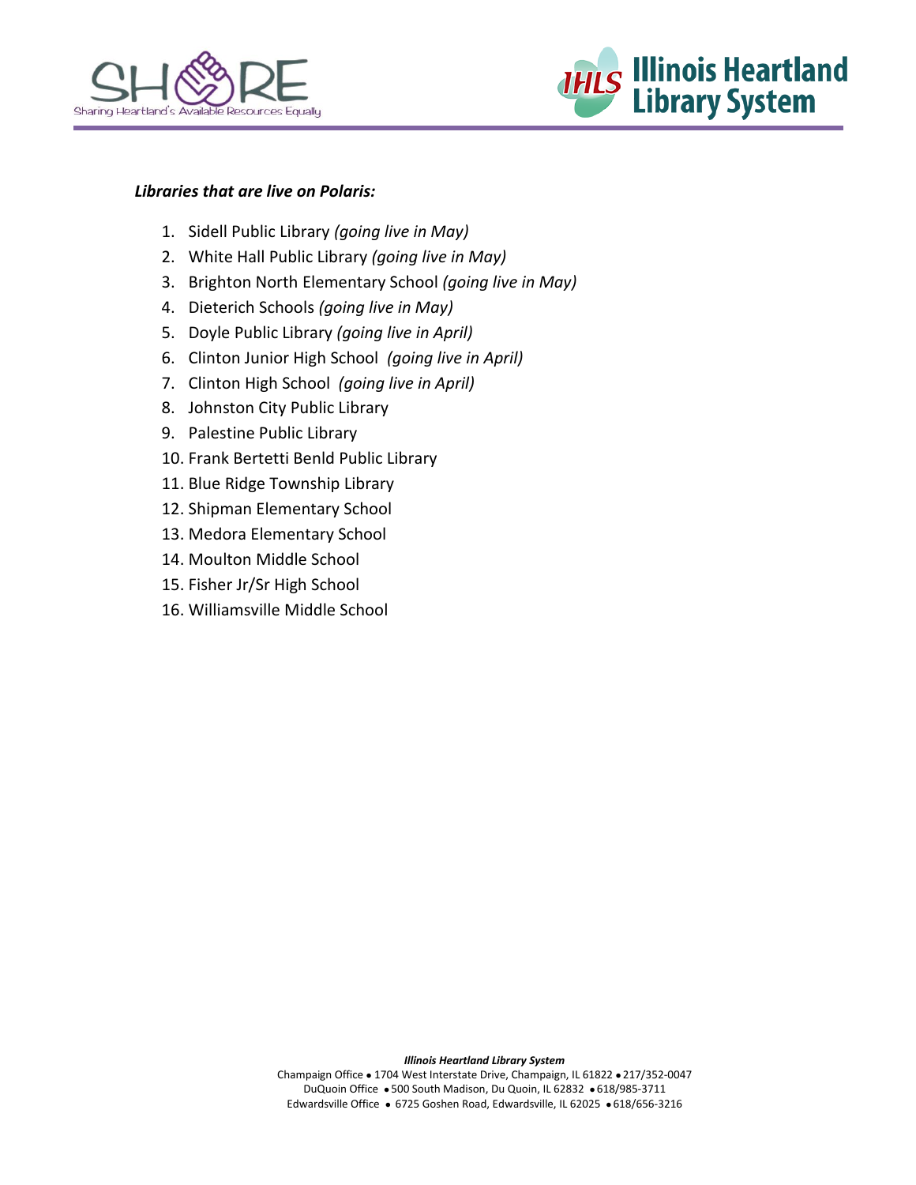***Libraries that are live on Polaris:***

1. Sidell Public Library *(going live in May)*
2. White Hall Public Library *(going live in May)*
3. Brighton North Elementary School *(going live in May)*
4. Dieterich Schools *(going live in May)*
5. Doyle Public Library *(going live in April)*
6. Clinton Junior High School *(going live in April)*
7. Clinton High School *(going live in April)*
8. Johnston City Public Library
9. Palestine Public Library
10. Frank Bertetti Benld Public Library
11. Blue Ridge Township Library
12. Shipman Elementary School
13. Medora Elementary School
14. Moulton Middle School
15. Fisher Jr/Sr High School
16. Williamsville Middle School